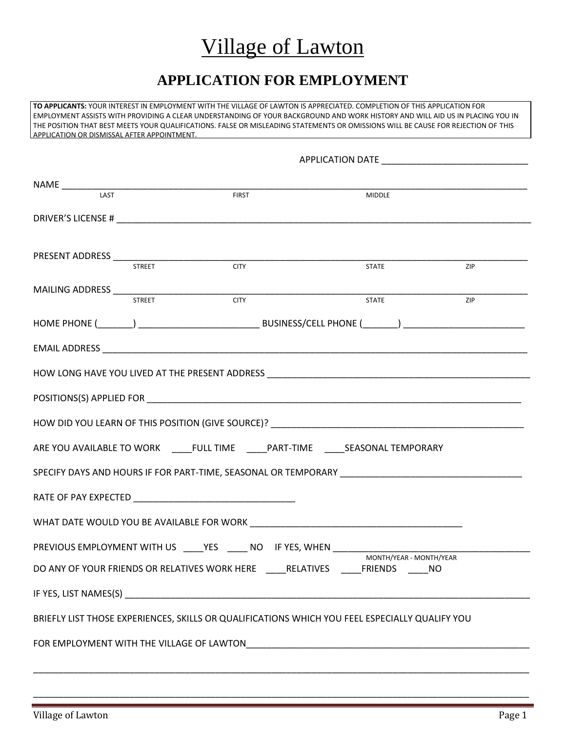# Village of Lawton

## APPLICATION FOR EMPLOYMENT

**TO APPLICANTS:** YOUR INTEREST IN EMPLOYMENT WITH THE VILLAGE OF LAWTON IS APPRECIATED. COMPLETION OF THIS APPLICATION FOR EMPLOYMENT ASSISTS WITH PROVIDING A CLEAR UNDERSTANDING OF YOUR BACKGROUND AND WORK HISTORY AND WILL AID US IN PLACING YOU IN THE POSITION THAT BEST MEETS YOUR QUALIFICATIONS. FALSE OR MISLEADING STATEMENTS OR OMISSIONS WILL BE CAUSE FOR REJECTION OF THIS APPLICATION OR DISMISSAL AFTER APPOINTMENT.

APPLICATION DATE ______________________________

NAME ______________________________________________________________________________
LAST FIRST MIDDLE

DRIVER'S LICENSE # __________________________________________________________________

PRESENT ADDRESS ____________________________________________________________________
STREET CITY STATE ZIP

MAILING ADDRESS ____________________________________________________________________
STREET CITY STATE ZIP

HOME PHONE (_______) ________________________ BUSINESS/CELL PHONE (_______) ________________________

EMAIL ADDRESS ______________________________________________________________________

HOW LONG HAVE YOU LIVED AT THE PRESENT ADDRESS ____________________________________________

POSITIONS(S) APPLIED FOR ____________________________________________________________

HOW DID YOU LEARN OF THIS POSITION (GIVE SOURCE)? ________________________________________

ARE YOU AVAILABLE TO WORK ____FULL TIME ____PART-TIME ____SEASONAL TEMPORARY

SPECIFY DAYS AND HOURS IF FOR PART-TIME, SEASONAL OR TEMPORARY ______________________________

RATE OF PAY EXPECTED ________________________________

WHAT DATE WOULD YOU BE AVAILABLE FOR WORK __________________________________________

PREVIOUS EMPLOYMENT WITH US ____YES ____ NO IF YES, WHEN ______________________________________
MONTH/YEAR - MONTH/YEAR

DO ANY OF YOUR FRIENDS OR RELATIVES WORK HERE ____RELATIVES ____FRIENDS ____NO

IF YES, LIST NAMES(S) ________________________________________________________________

BRIEFLY LIST THOSE EXPERIENCES, SKILLS OR QUALIFICATIONS WHICH YOU FEEL ESPECIALLY QUALIFY YOU

FOR EMPLOYMENT WITH THE VILLAGE OF LAWTON__________________________________________________

______________________________________________________________________________________

______________________________________________________________________________________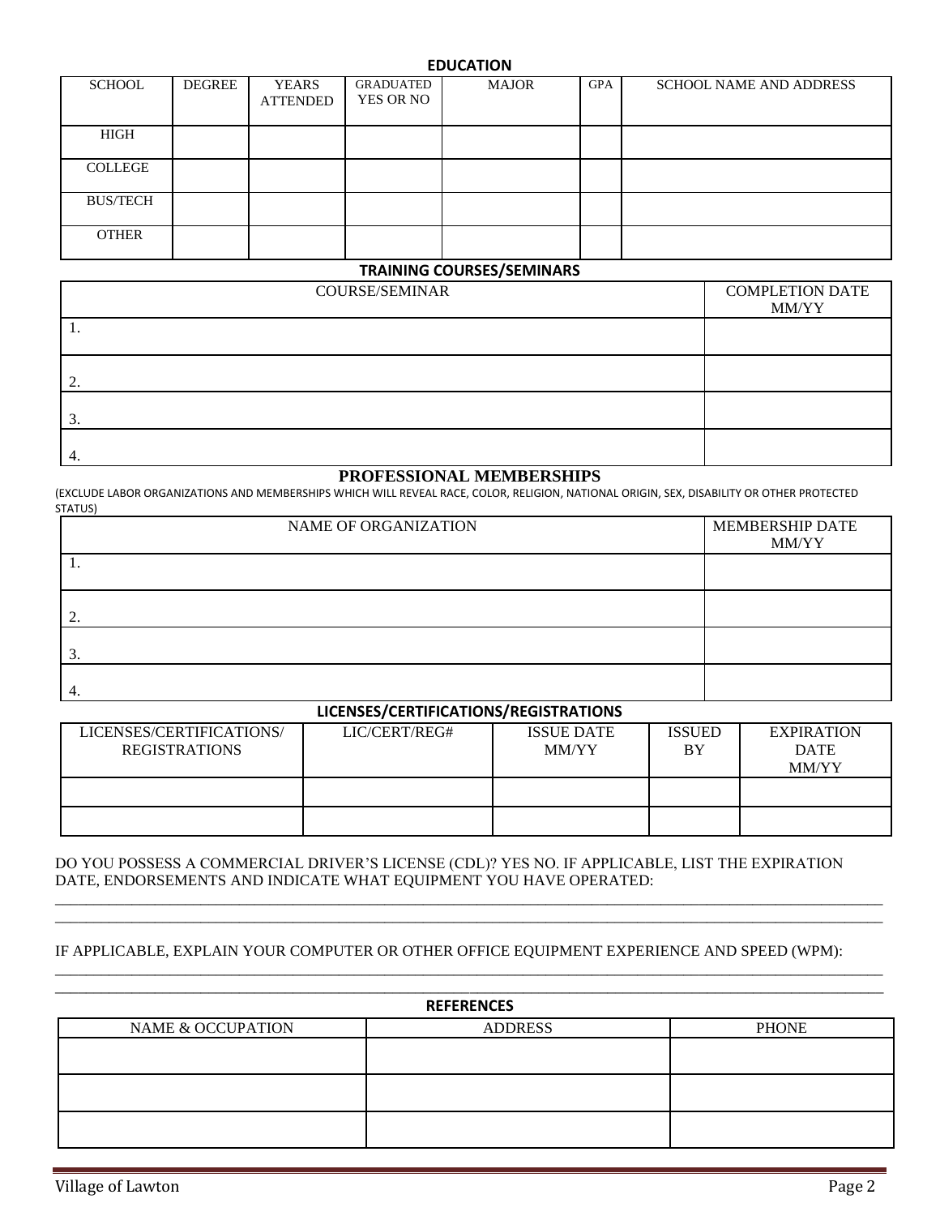## EDUCATION

| SCHOOL | DEGREE | YEARS ATTENDED | GRADUATED YES OR NO | MAJOR | GPA | SCHOOL NAME AND ADDRESS |
|---|---|---|---|---|---|---|
| HIGH | | | | | | |
| COLLEGE | | | | | | |
| BUS/TECH | | | | | | |
| OTHER | | | | | | |

## TRAINING COURSES/SEMINARS

| COURSE/SEMINAR | COMPLETION DATE MM/YY |
|---|---|
| 1. | |
| 2. | |
| 3. | |
| 4. | |

## PROFESSIONAL MEMBERSHIPS

(EXCLUDE LABOR ORGANIZATIONS AND MEMBERSHIPS WHICH WILL REVEAL RACE, COLOR, RELIGION, NATIONAL ORIGIN, SEX, DISABILITY OR OTHER PROTECTED STATUS)

| NAME OF ORGANIZATION | MEMBERSHIP DATE MM/YY |
|---|---|
| 1. | |
| 2. | |
| 3. | |
| 4. | |

## LICENSES/CERTIFICATIONS/REGISTRATIONS

| LICENSES/CERTIFICATIONS/ REGISTRATIONS | LIC/CERT/REG# | ISSUE DATE MM/YY | ISSUED BY | EXPIRATION DATE MM/YY |
|---|---|---|---|---|
| | | | | |
| | | | | |

DO YOU POSSESS A COMMERCIAL DRIVER'S LICENSE (CDL)? YES NO. IF APPLICABLE, LIST THE EXPIRATION DATE, ENDORSEMENTS AND INDICATE WHAT EQUIPMENT YOU HAVE OPERATED:

______________________________________________________________________________________________

______________________________________________________________________________________________

IF APPLICABLE, EXPLAIN YOUR COMPUTER OR OTHER OFFICE EQUIPMENT EXPERIENCE AND SPEED (WPM):

______________________________________________________________________________________________

______________________________________________________________________________________________

## REFERENCES

| NAME & OCCUPATION | ADDRESS | PHONE |
|---|---|---|
| | | |
| | | |
| | | |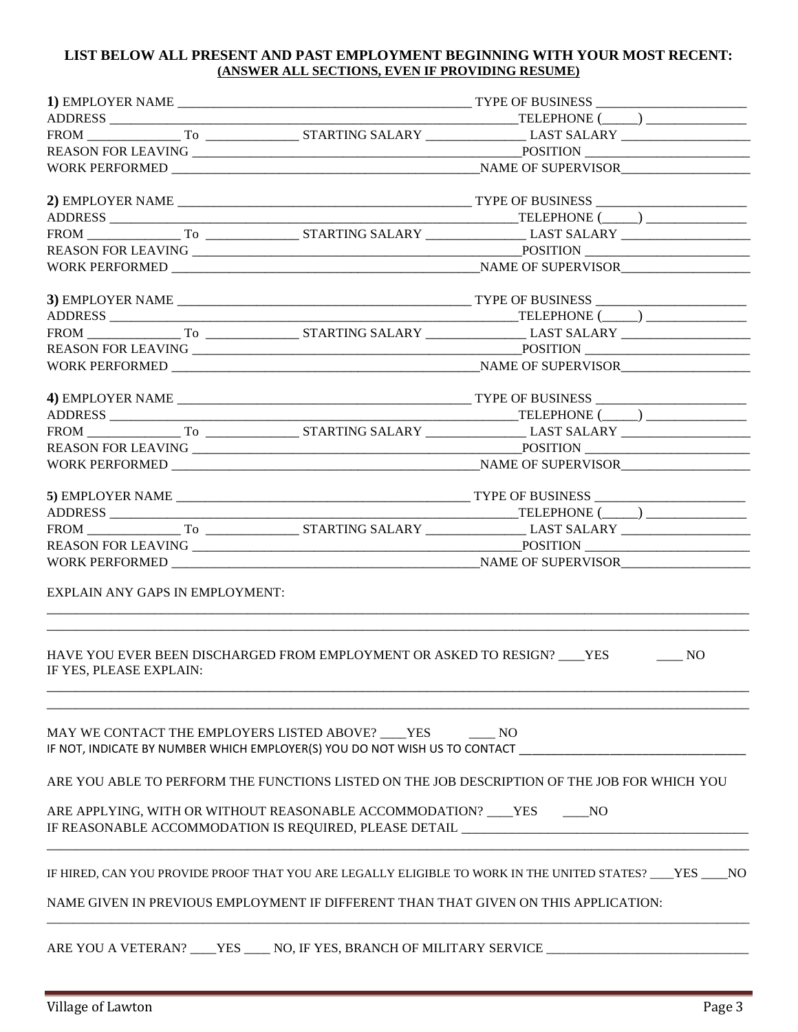**LIST BELOW ALL PRESENT AND PAST EMPLOYMENT BEGINNING WITH YOUR MOST RECENT:**
**(ANSWER ALL SECTIONS, EVEN IF PROVIDING RESUME)**

**1)** EMPLOYER NAME ____________________________________________ TYPE OF BUSINESS ______________________
ADDRESS ____________________________________________________________TELEPHONE (_____) _______________
FROM ______________ To ______________ STARTING SALARY _______________ LAST SALARY ____________________
REASON FOR LEAVING ___________________________________________________POSITION _________________________
WORK PERFORMED _______________________________________________NAME OF SUPERVISOR____________________

**2)** EMPLOYER NAME ____________________________________________ TYPE OF BUSINESS ______________________
ADDRESS ____________________________________________________________TELEPHONE (_____) _______________
FROM ______________ To ______________ STARTING SALARY _______________ LAST SALARY ____________________
REASON FOR LEAVING ___________________________________________________POSITION _________________________
WORK PERFORMED _______________________________________________NAME OF SUPERVISOR____________________

**3)** EMPLOYER NAME ____________________________________________ TYPE OF BUSINESS ______________________
ADDRESS ____________________________________________________________TELEPHONE (_____) _______________
FROM ______________ To ______________ STARTING SALARY _______________ LAST SALARY ____________________
REASON FOR LEAVING ___________________________________________________POSITION _________________________
WORK PERFORMED _______________________________________________NAME OF SUPERVISOR____________________

**4)** EMPLOYER NAME ____________________________________________ TYPE OF BUSINESS ______________________
ADDRESS ____________________________________________________________TELEPHONE (_____) _______________
FROM ______________ To ______________ STARTING SALARY _______________ LAST SALARY ____________________
REASON FOR LEAVING ___________________________________________________POSITION _________________________
WORK PERFORMED _______________________________________________NAME OF SUPERVISOR____________________

**5)** EMPLOYER NAME ____________________________________________ TYPE OF BUSINESS ______________________
ADDRESS ____________________________________________________________TELEPHONE (_____) _______________
FROM ______________ To ______________ STARTING SALARY _______________ LAST SALARY ____________________
REASON FOR LEAVING ___________________________________________________POSITION _________________________
WORK PERFORMED _______________________________________________NAME OF SUPERVISOR____________________

EXPLAIN ANY GAPS IN EMPLOYMENT:
______________________________________________________________________________________________
______________________________________________________________________________________________

HAVE YOU EVER BEEN DISCHARGED FROM EMPLOYMENT OR ASKED TO RESIGN? ____YES ____ NO
IF YES, PLEASE EXPLAIN:
______________________________________________________________________________________________
______________________________________________________________________________________________

MAY WE CONTACT THE EMPLOYERS LISTED ABOVE? ____YES ____ NO
IF NOT, INDICATE BY NUMBER WHICH EMPLOYER(S) YOU DO NOT WISH US TO CONTACT ________________________________

ARE YOU ABLE TO PERFORM THE FUNCTIONS LISTED ON THE JOB DESCRIPTION OF THE JOB FOR WHICH YOU

ARE APPLYING, WITH OR WITHOUT REASONABLE ACCOMMODATION? ____YES ____NO
IF REASONABLE ACCOMMODATION IS REQUIRED, PLEASE DETAIL ___________________________________________
______________________________________________________________________________________________

IF HIRED, CAN YOU PROVIDE PROOF THAT YOU ARE LEGALLY ELIGIBLE TO WORK IN THE UNITED STATES? ____YES ____NO

NAME GIVEN IN PREVIOUS EMPLOYMENT IF DIFFERENT THAN THAT GIVEN ON THIS APPLICATION:
______________________________________________________________________________________________

ARE YOU A VETERAN? ____YES ____ NO, IF YES, BRANCH OF MILITARY SERVICE _____________________________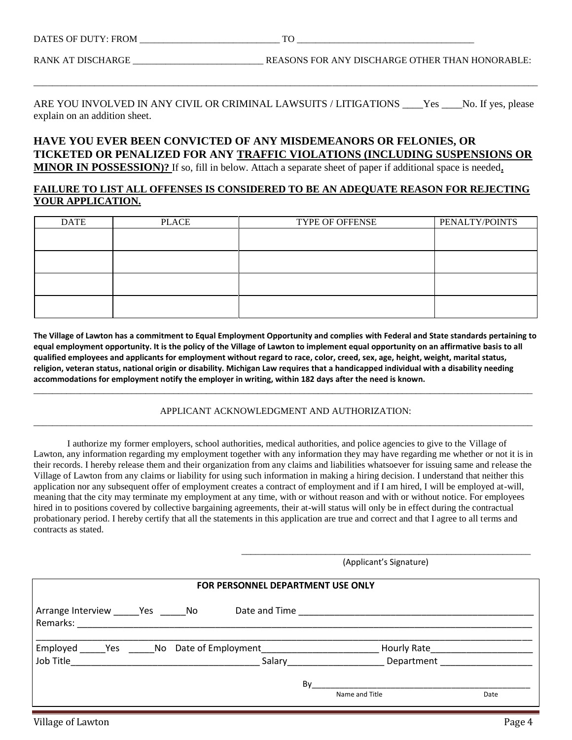DATES OF DUTY: FROM ______________________________ TO ______________________________________

RANK AT DISCHARGE ____________________________ REASONS FOR ANY DISCHARGE OTHER THAN HONORABLE:

_____________________________________________________________________________________________

ARE YOU INVOLVED IN ANY CIVIL OR CRIMINAL LAWSUITS / LITIGATIONS ____Yes ____No. If yes, please explain on an addition sheet.

**HAVE YOU EVER BEEN CONVICTED OF ANY MISDEMEANORS OR FELONIES, OR TICKETED OR PENALIZED FOR ANY TRAFFIC VIOLATIONS (INCLUDING SUSPENSIONS OR MINOR IN POSSESSION)?** If so, fill in below. Attach a separate sheet of paper if additional space is needed.

**FAILURE TO LIST ALL OFFENSES IS CONSIDERED TO BE AN ADEQUATE REASON FOR REJECTING YOUR APPLICATION.**

| DATE | PLACE | TYPE OF OFFENSE | PENALTY/POINTS |
|---|---|---|---|
| | | | |
| | | | |
| | | | |
| | | | |

**The Village of Lawton has a commitment to Equal Employment Opportunity and complies with Federal and State standards pertaining to equal employment opportunity. It is the policy of the Village of Lawton to implement equal opportunity on an affirmative basis to all qualified employees and applicants for employment without regard to race, color, creed, sex, age, height, weight, marital status, religion, veteran status, national origin or disability. Michigan Law requires that a handicapped individual with a disability needing accommodations for employment notify the employer in writing, within 182 days after the need is known.**

APPLICANT ACKNOWLEDGMENT AND AUTHORIZATION:

I authorize my former employers, school authorities, medical authorities, and police agencies to give to the Village of Lawton, any information regarding my employment together with any information they may have regarding me whether or not it is in their records. I hereby release them and their organization from any claims and liabilities whatsoever for issuing same and release the Village of Lawton from any claims or liability for using such information in making a hiring decision. I understand that neither this application nor any subsequent offer of employment creates a contract of employment and if I am hired, I will be employed at-will, meaning that the city may terminate my employment at any time, with or without reason and with or without notice. For employees hired in to positions covered by collective bargaining agreements, their at-will status will only be in effect during the contractual probationary period. I hereby certify that all the statements in this application are true and correct and that I agree to all terms and contracts as stated.

_______________________________________________
(Applicant's Signature)

**FOR PERSONNEL DEPARTMENT USE ONLY**

Arrange Interview _____Yes _____No Date and Time _______________________________________________

Remarks: _____________________________________________________________________________

_____________________________________________________________________________________

Employed _____Yes _____No Date of Employment______________________ Hourly Rate____________________

Job Title_____________________________________ Salary___________________ Department __________________

By_____________________________________________
Name and Title Date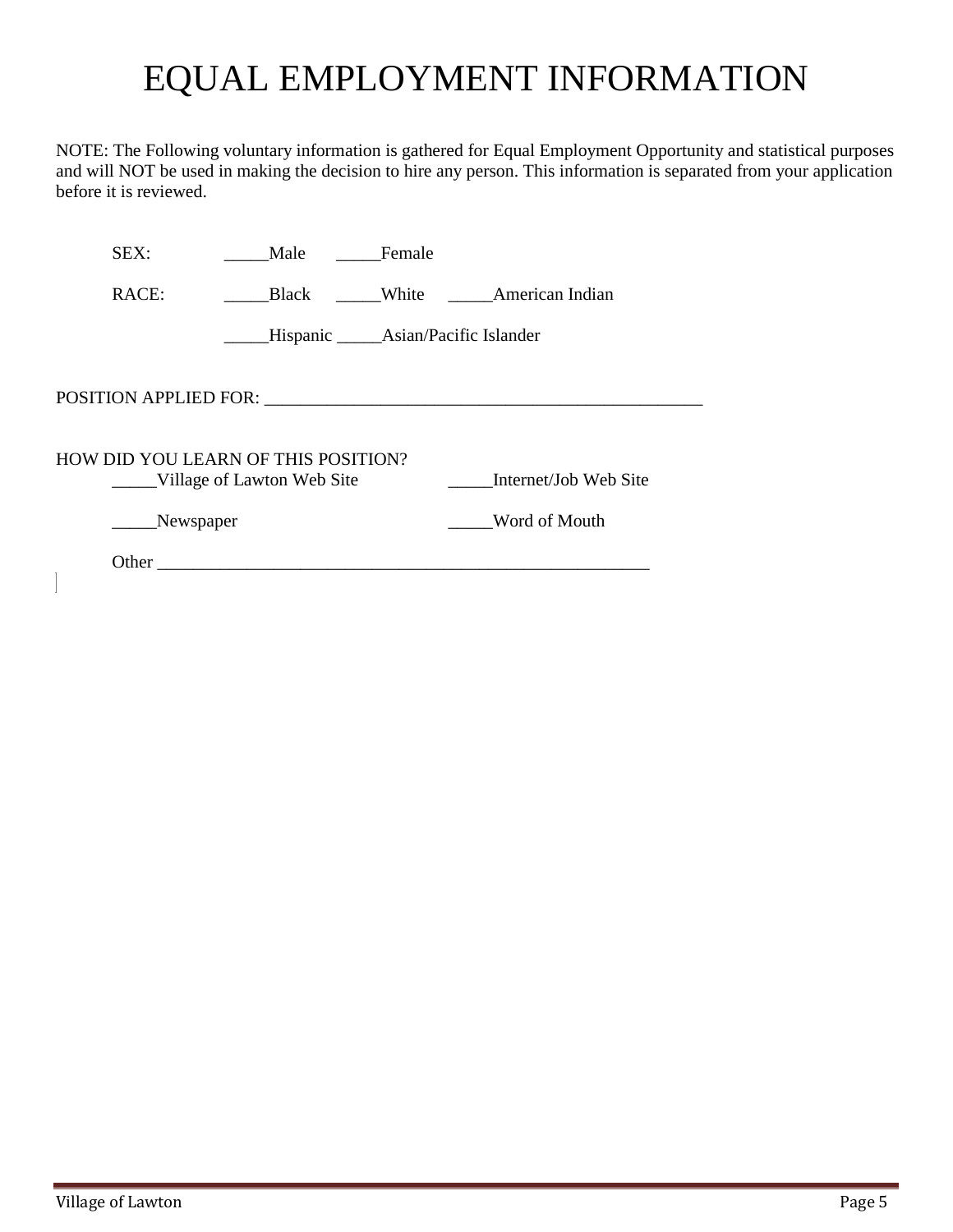# EQUAL EMPLOYMENT INFORMATION

NOTE: The Following voluntary information is gathered for Equal Employment Opportunity and statistical purposes and will NOT be used in making the decision to hire any person. This information is separated from your application before it is reviewed.

SEX: _____Male _____Female

RACE: _____Black _____White _____American Indian

_____Hispanic _____Asian/Pacific Islander

POSITION APPLIED FOR: ____________________________________________________

HOW DID YOU LEARN OF THIS POSITION?

_____Village of Lawton Web Site _____Internet/Job Web Site

_____Newspaper _____Word of Mouth

Other ___________________________________________________________